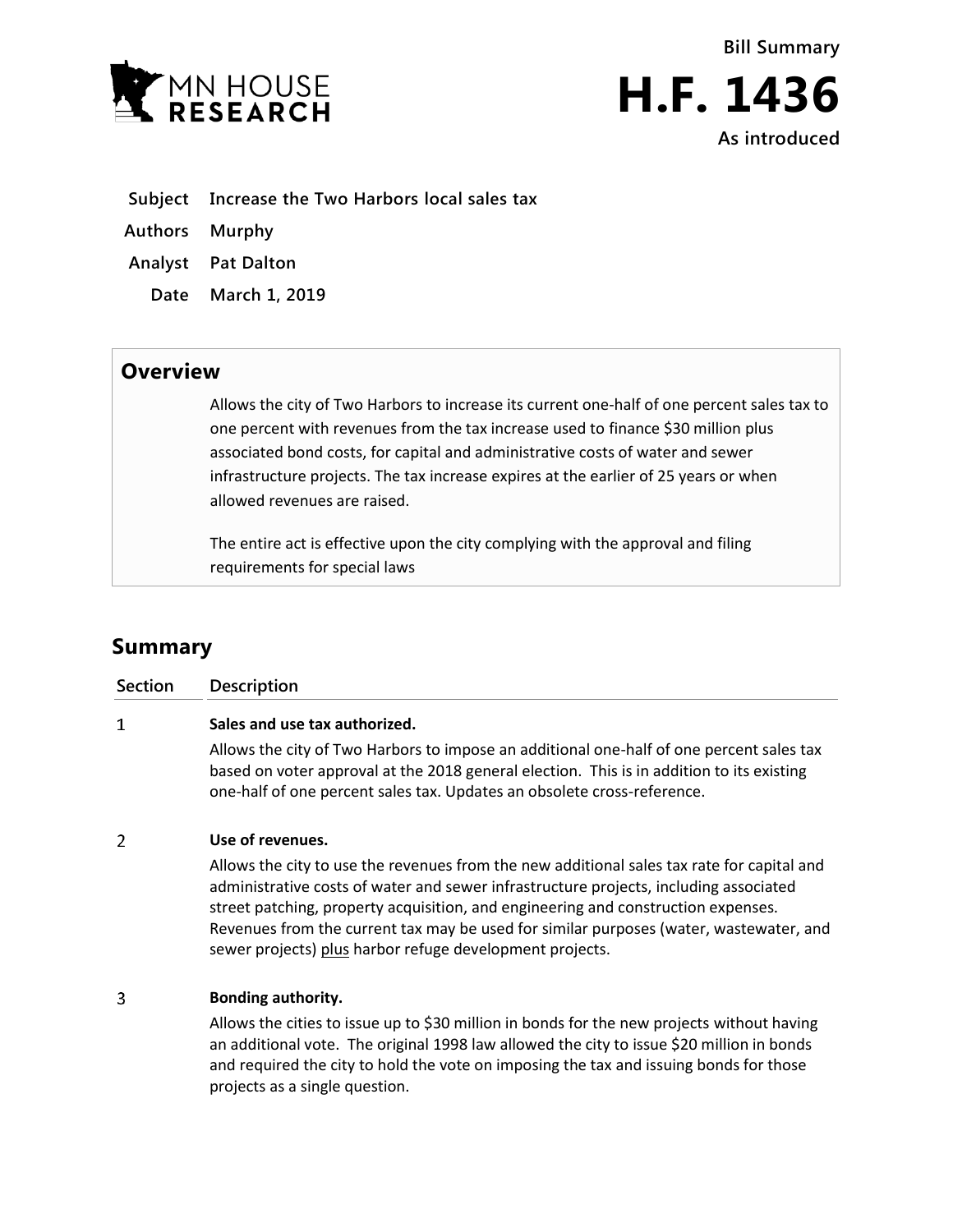MN HOUSE RESEARCH

**Bill Summary**

# H.F. 1436

**As introduced**

| | |
|---|---|
| **Subject** | **Increase the Two Harbors local sales tax** |
| **Authors** | **Murphy** |
| **Analyst** | **Pat Dalton** |
| **Date** | **March 1, 2019** |

## Overview

Allows the city of Two Harbors to increase its current one-half of one percent sales tax to one percent with revenues from the tax increase used to finance $30 million plus associated bond costs, for capital and administrative costs of water and sewer infrastructure projects. The tax increase expires at the earlier of 25 years or when allowed revenues are raised.

The entire act is effective upon the city complying with the approval and filing requirements for special laws

## Summary

| Section | Description |
|---|---|
| 1 | **Sales and use tax authorized.**<br>Allows the city of Two Harbors to impose an additional one-half of one percent sales tax based on voter approval at the 2018 general election. This is in addition to its existing one-half of one percent sales tax. Updates an obsolete cross-reference. |
| 2 | **Use of revenues.**<br>Allows the city to use the revenues from the new additional sales tax rate for capital and administrative costs of water and sewer infrastructure projects, including associated street patching, property acquisition, and engineering and construction expenses. Revenues from the current tax may be used for similar purposes (water, wastewater, and sewer projects) <u>plus</u> harbor refuge development projects. |
| 3 | **Bonding authority.**<br>Allows the cities to issue up to $30 million in bonds for the new projects without having an additional vote. The original 1998 law allowed the city to issue $20 million in bonds and required the city to hold the vote on imposing the tax and issuing bonds for those projects as a single question. |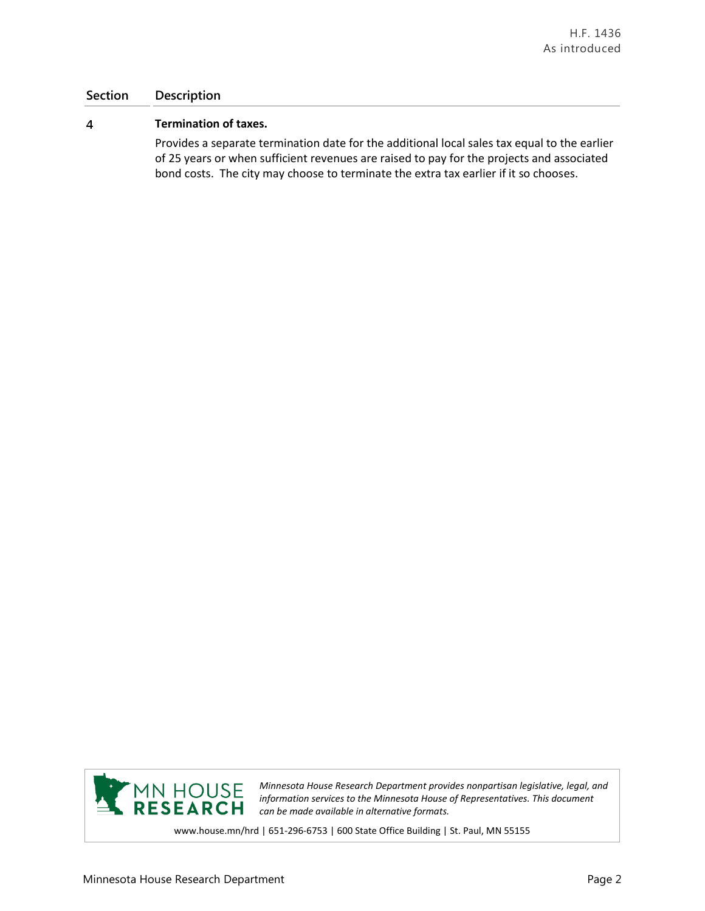| Section | Description |
|---|---|
| 4 | **Termination of taxes.**<br>Provides a separate termination date for the additional local sales tax equal to the earlier of 25 years or when sufficient revenues are raised to pay for the projects and associated bond costs. The city may choose to terminate the extra tax earlier if it so chooses. |

MN HOUSE RESEARCH

*Minnesota House Research Department provides nonpartisan legislative, legal, and information services to the Minnesota House of Representatives. This document can be made available in alternative formats.*

www.house.mn/hrd | 651-296-6753 | 600 State Office Building | St. Paul, MN 55155